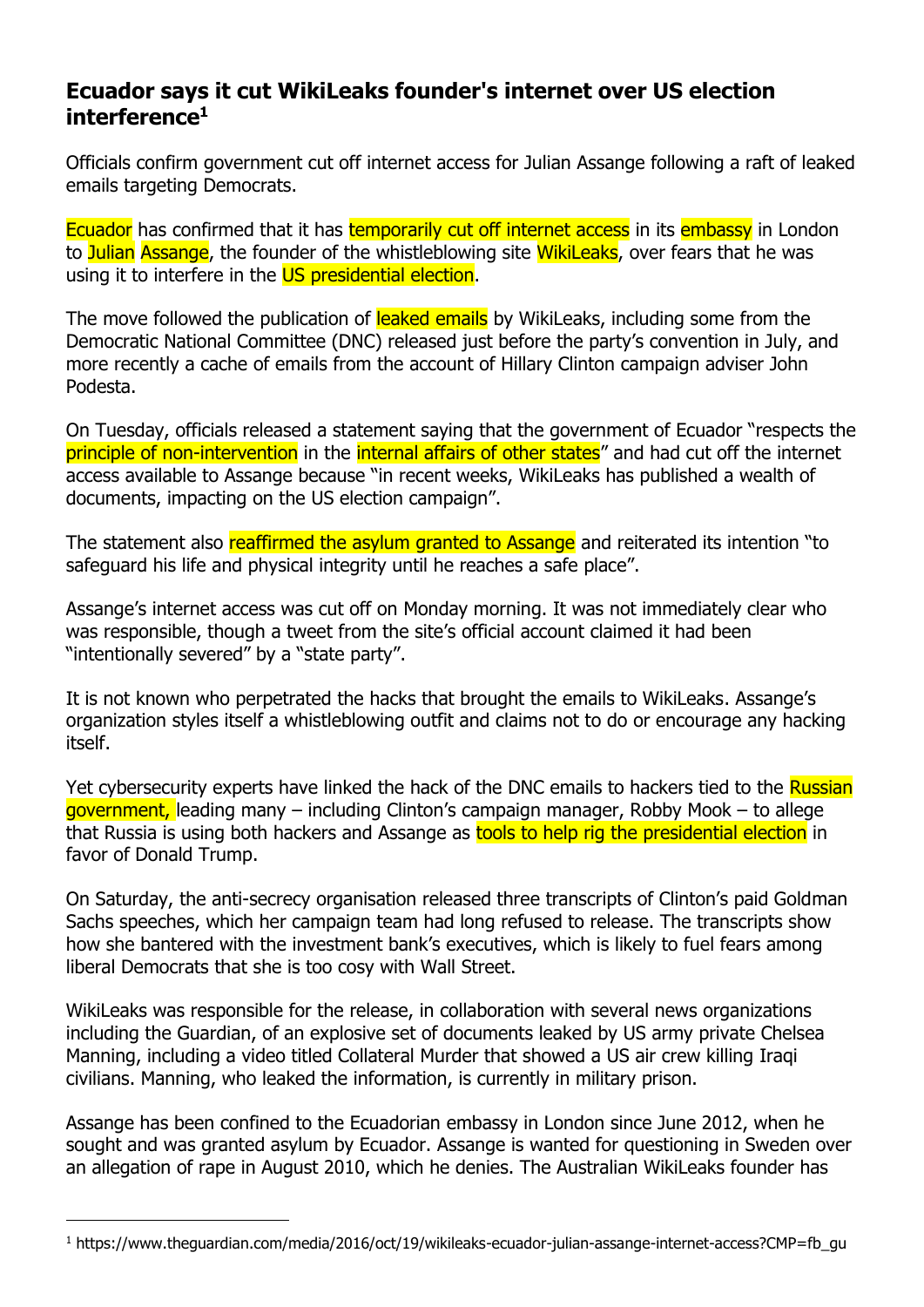## Ecuador says it cut WikiLeaks founder's internet over US election interference[1]

Officials confirm government cut off internet access for Julian Assange following a raft of leaked emails targeting Democrats.

Ecuador has confirmed that it has temporarily cut off internet access in its embassy in London to Julian Assange, the founder of the whistleblowing site WikiLeaks, over fears that he was using it to interfere in the US presidential election.

The move followed the publication of leaked emails by WikiLeaks, including some from the Democratic National Committee (DNC) released just before the party's convention in July, and more recently a cache of emails from the account of Hillary Clinton campaign adviser John Podesta.

On Tuesday, officials released a statement saying that the government of Ecuador "respects the principle of non-intervention in the internal affairs of other states" and had cut off the internet access available to Assange because "in recent weeks, WikiLeaks has published a wealth of documents, impacting on the US election campaign".

The statement also reaffirmed the asylum granted to Assange and reiterated its intention "to safeguard his life and physical integrity until he reaches a safe place".

Assange's internet access was cut off on Monday morning. It was not immediately clear who was responsible, though a tweet from the site's official account claimed it had been "intentionally severed" by a "state party".

It is not known who perpetrated the hacks that brought the emails to WikiLeaks. Assange's organization styles itself a whistleblowing outfit and claims not to do or encourage any hacking itself.

Yet cybersecurity experts have linked the hack of the DNC emails to hackers tied to the Russian government, leading many – including Clinton's campaign manager, Robby Mook – to allege that Russia is using both hackers and Assange as tools to help rig the presidential election in favor of Donald Trump.

On Saturday, the anti-secrecy organisation released three transcripts of Clinton's paid Goldman Sachs speeches, which her campaign team had long refused to release. The transcripts show how she bantered with the investment bank's executives, which is likely to fuel fears among liberal Democrats that she is too cosy with Wall Street.

WikiLeaks was responsible for the release, in collaboration with several news organizations including the Guardian, of an explosive set of documents leaked by US army private Chelsea Manning, including a video titled Collateral Murder that showed a US air crew killing Iraqi civilians. Manning, who leaked the information, is currently in military prison.

Assange has been confined to the Ecuadorian embassy in London since June 2012, when he sought and was granted asylum by Ecuador. Assange is wanted for questioning in Sweden over an allegation of rape in August 2010, which he denies. The Australian WikiLeaks founder has

[1] https://www.theguardian.com/media/2016/oct/19/wikileaks-ecuador-julian-assange-internet-access?CMP=fb_gu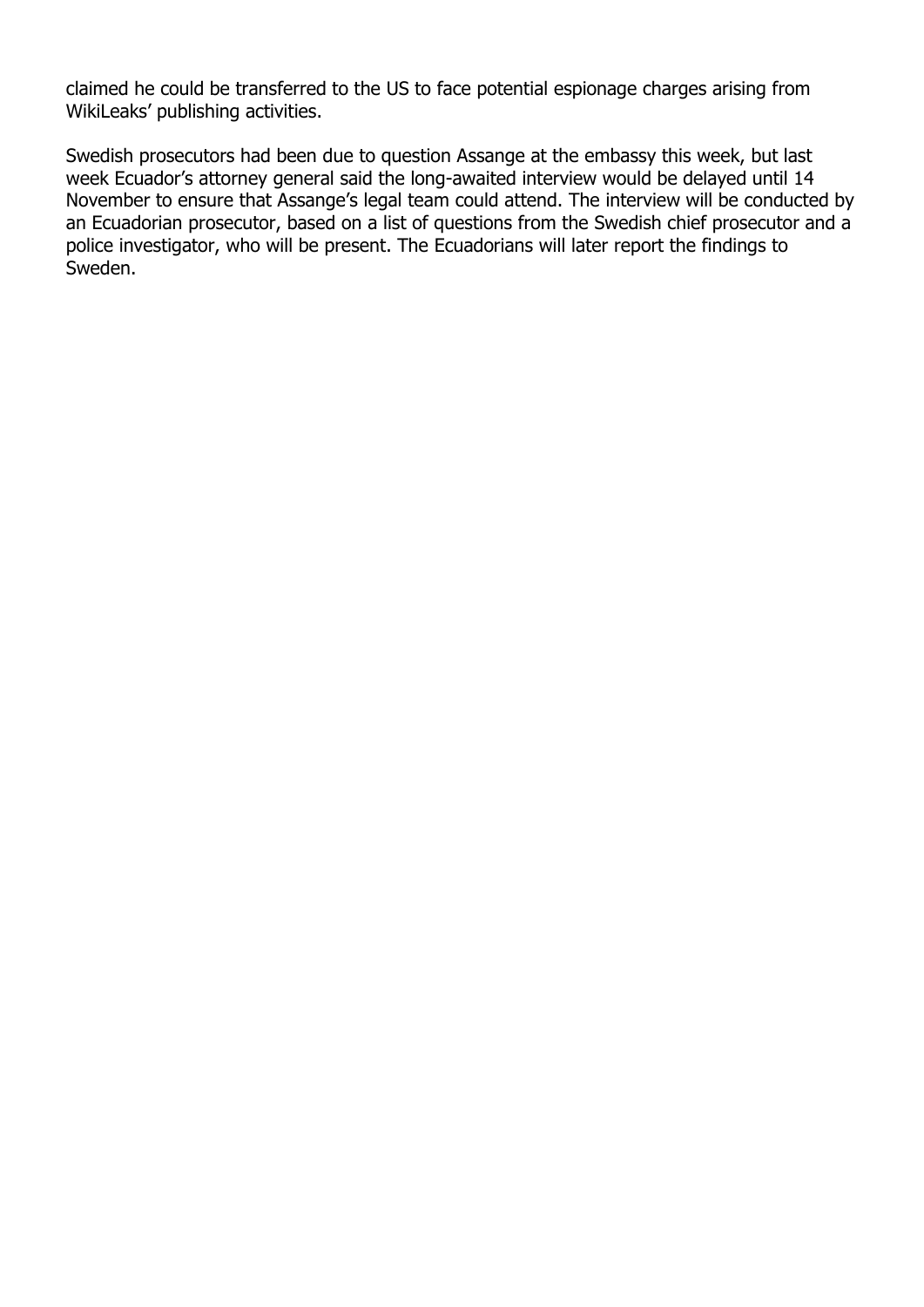claimed he could be transferred to the US to face potential espionage charges arising from WikiLeaks' publishing activities.

Swedish prosecutors had been due to question Assange at the embassy this week, but last week Ecuador's attorney general said the long-awaited interview would be delayed until 14 November to ensure that Assange's legal team could attend. The interview will be conducted by an Ecuadorian prosecutor, based on a list of questions from the Swedish chief prosecutor and a police investigator, who will be present. The Ecuadorians will later report the findings to Sweden.